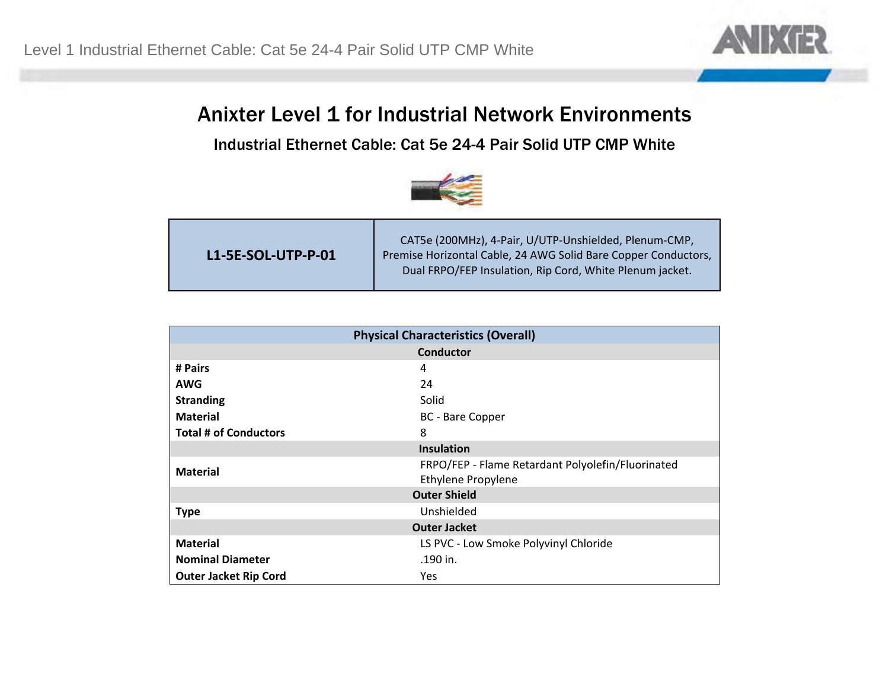# Anixter Level 1 for Industrial Network Environments

## Industrial Ethernet Cable: Cat 5e 24-4 Pair Solid UTP CMP White

| L1-5E-SOL-UTP-P-01 | CAT5e (200MHz), 4-Pair, U/UTP-Unshielded, Plenum-CMP, Premise Horizontal Cable, 24 AWG Solid Bare Copper Conductors, Dual FRPO/FEP Insulation, Rip Cord, White Plenum jacket. |
|---|---|

| Physical Characteristics (Overall) | |
|---|---|
| **Conductor** | |
| **# Pairs** | 4 |
| **AWG** | 24 |
| **Stranding** | Solid |
| **Material** | BC - Bare Copper |
| **Total # of Conductors** | 8 |
| **Insulation** | |
| **Material** | FRPO/FEP - Flame Retardant Polyolefin/Fluorinated Ethylene Propylene |
| **Outer Shield** | |
| **Type** | Unshielded |
| **Outer Jacket** | |
| **Material** | LS PVC - Low Smoke Polyvinyl Chloride |
| **Nominal Diameter** | .190 in. |
| **Outer Jacket Rip Cord** | Yes |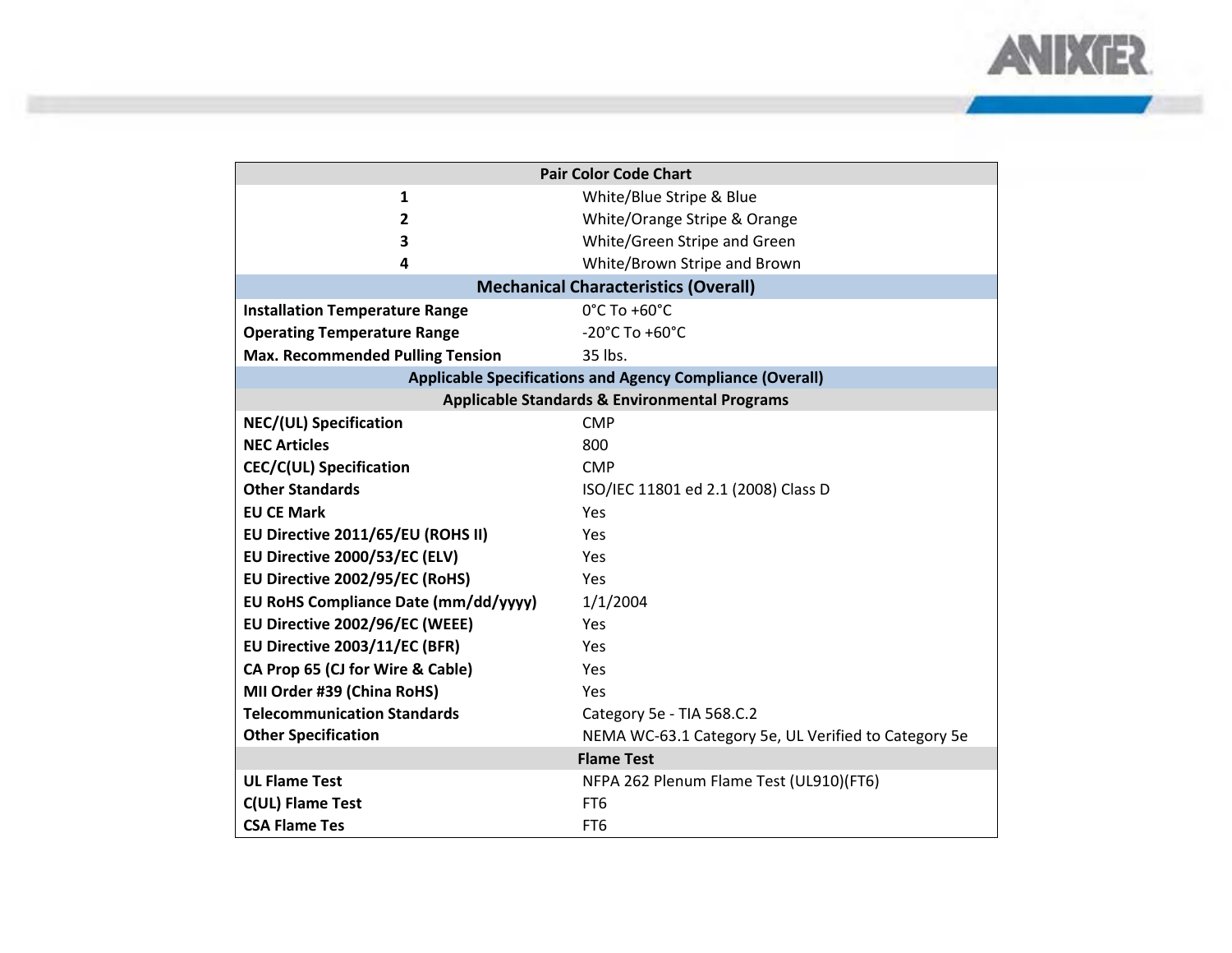| Pair Color Code Chart | |
|---|---|
| 1 | White/Blue Stripe & Blue |
| 2 | White/Orange Stripe & Orange |
| 3 | White/Green Stripe and Green |
| 4 | White/Brown Stripe and Brown |
| **Mechanical Characteristics (Overall)** | |
| **Installation Temperature Range** | 0°C To +60°C |
| **Operating Temperature Range** | -20°C To +60°C |
| **Max. Recommended Pulling Tension** | 35 lbs. |
| **Applicable Specifications and Agency Compliance (Overall)** | |
| **Applicable Standards & Environmental Programs** | |
| **NEC/(UL) Specification** | CMP |
| **NEC Articles** | 800 |
| **CEC/C(UL) Specification** | CMP |
| **Other Standards** | ISO/IEC 11801 ed 2.1 (2008) Class D |
| **EU CE Mark** | Yes |
| **EU Directive 2011/65/EU (ROHS II)** | Yes |
| **EU Directive 2000/53/EC (ELV)** | Yes |
| **EU Directive 2002/95/EC (RoHS)** | Yes |
| **EU RoHS Compliance Date (mm/dd/yyyy)** | 1/1/2004 |
| **EU Directive 2002/96/EC (WEEE)** | Yes |
| **EU Directive 2003/11/EC (BFR)** | Yes |
| **CA Prop 65 (CJ for Wire & Cable)** | Yes |
| **MII Order #39 (China RoHS)** | Yes |
| **Telecommunication Standards** | Category 5e - TIA 568.C.2 |
| **Other Specification** | NEMA WC-63.1 Category 5e, UL Verified to Category 5e |
| **Flame Test** | |
| **UL Flame Test** | NFPA 262 Plenum Flame Test (UL910)(FT6) |
| **C(UL) Flame Test** | FT6 |
| **CSA Flame Tes** | FT6 |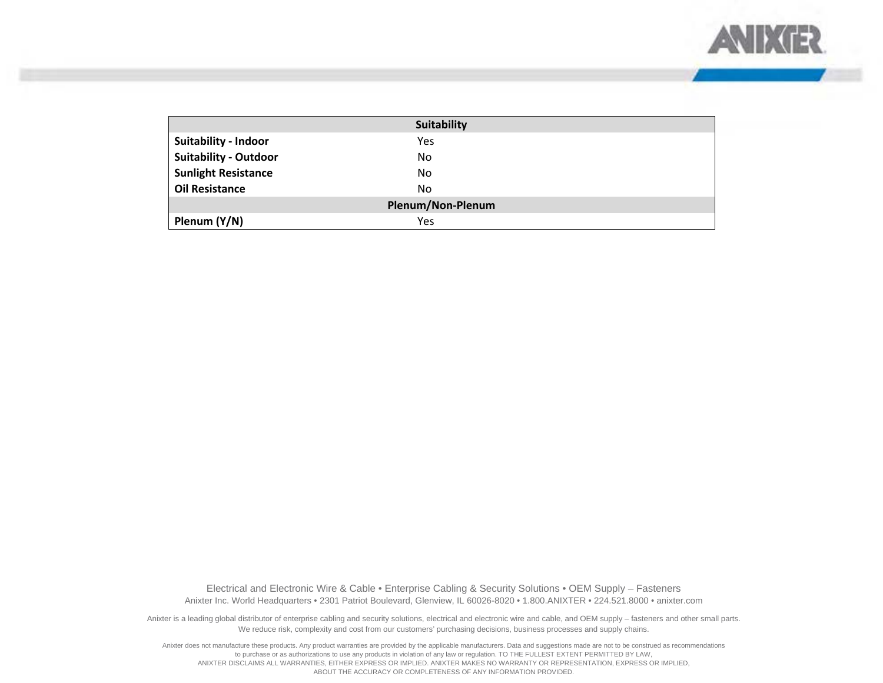| Suitability | |
|---|---|
| **Suitability - Indoor** | Yes |
| **Suitability - Outdoor** | No |
| **Sunlight Resistance** | No |
| **Oil Resistance** | No |
| **Plenum/Non-Plenum** | |
| **Plenum (Y/N)** | Yes |

Electrical and Electronic Wire & Cable • Enterprise Cabling & Security Solutions • OEM Supply – Fasteners
Anixter Inc. World Headquarters • 2301 Patriot Boulevard, Glenview, IL 60026-8020 • 1.800.ANIXTER • 224.521.8000 • anixter.com

Anixter is a leading global distributor of enterprise cabling and security solutions, electrical and electronic wire and cable, and OEM supply – fasteners and other small parts. We reduce risk, complexity and cost from our customers' purchasing decisions, business processes and supply chains.

Anixter does not manufacture these products. Any product warranties are provided by the applicable manufacturers. Data and suggestions made are not to be construed as recommendations to purchase or as authorizations to use any products in violation of any law or regulation. TO THE FULLEST EXTENT PERMITTED BY LAW, ANIXTER DISCLAIMS ALL WARRANTIES, EITHER EXPRESS OR IMPLIED. ANIXTER MAKES NO WARRANTY OR REPRESENTATION, EXPRESS OR IMPLIED, ABOUT THE ACCURACY OR COMPLETENESS OF ANY INFORMATION PROVIDED.